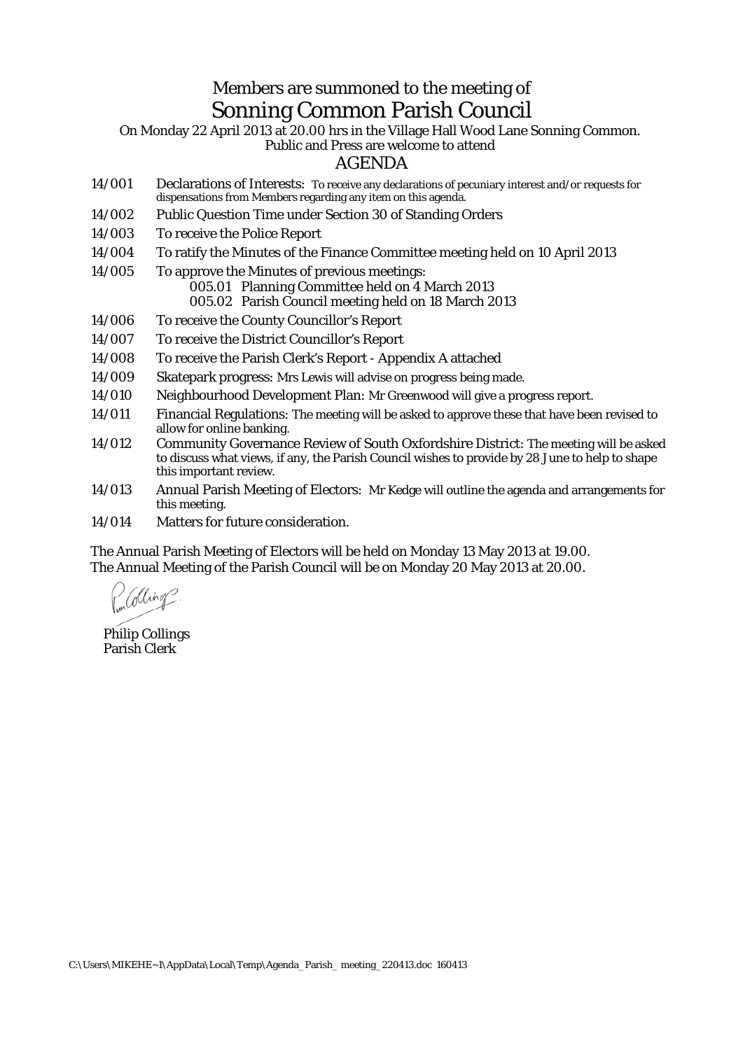Members are summoned to the meeting of

# Sonning Common Parish Council

On Monday 22 April 2013 at 20.00 hrs in the Village Hall Wood Lane Sonning Common.
Public and Press are welcome to attend

## AGENDA

14/001 Declarations of Interests: To receive any declarations of pecuniary interest and/or requests for dispensations from Members regarding any item on this agenda.

14/002 Public Question Time under Section 30 of Standing Orders

14/003 To receive the Police Report

14/004 To ratify the Minutes of the Finance Committee meeting held on 10 April 2013

14/005 To approve the Minutes of previous meetings:
- 005.01 Planning Committee held on 4 March 2013
- 005.02 Parish Council meeting held on 18 March 2013

14/006 To receive the County Councillor's Report

14/007 To receive the District Councillor's Report

14/008 To receive the Parish Clerk's Report - Appendix A attached

14/009 Skatepark progress: Mrs Lewis will advise on progress being made.

14/010 Neighbourhood Development Plan: Mr Greenwood will give a progress report.

14/011 Financial Regulations: The meeting will be asked to approve these that have been revised to allow for online banking.

14/012 Community Governance Review of South Oxfordshire District: The meeting will be asked to discuss what views, if any, the Parish Council wishes to provide by 28 June to help to shape this important review.

14/013 Annual Parish Meeting of Electors: Mr Kedge will outline the agenda and arrangements for this meeting.

14/014 Matters for future consideration.

The Annual Parish Meeting of Electors will be held on Monday 13 May 2013 at 19.00.
The Annual Meeting of the Parish Council will be on Monday 20 May 2013 at 20.00.

Philip Collings
Parish Clerk

C:\Users\MIKEHE~1\AppData\Local\Temp\Agenda_Parish_ meeting_220413.doc 160413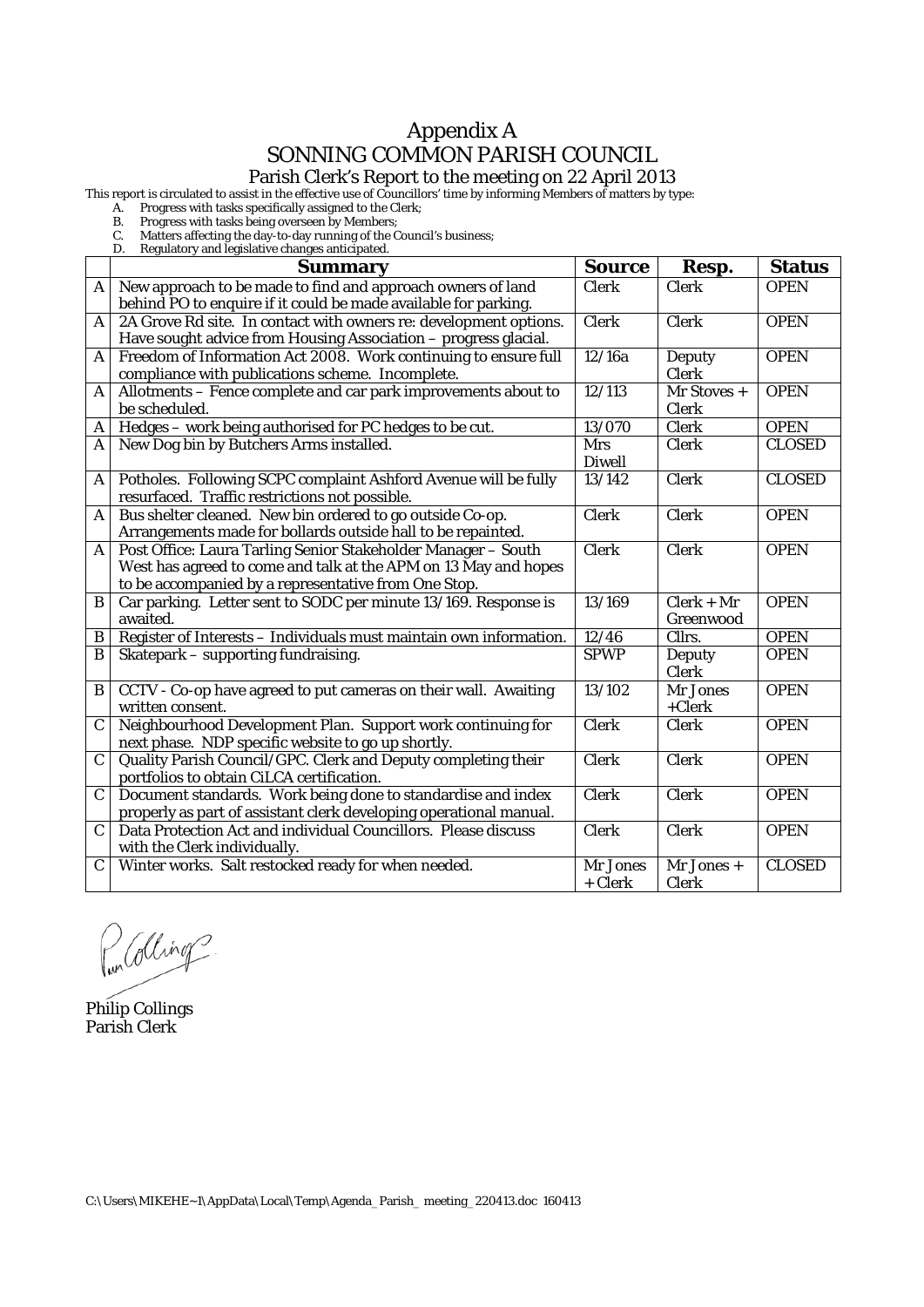# Appendix A
# SONNING COMMON PARISH COUNCIL
## Parish Clerk's Report to the meeting on 22 April 2013

This report is circulated to assist in the effective use of Councillors' time by informing Members of matters by type:

- A. Progress with tasks specifically assigned to the Clerk;
- B. Progress with tasks being overseen by Members;
- C. Matters affecting the day-to-day running of the Council's business;
- D. Regulatory and legislative changes anticipated.

| | Summary | Source | Resp. | Status |
|---|---|---|---|---|
| A | New approach to be made to find and approach owners of land behind PO to enquire if it could be made available for parking. | Clerk | Clerk | OPEN |
| A | 2A Grove Rd site. In contact with owners re: development options. Have sought advice from Housing Association – progress glacial. | Clerk | Clerk | OPEN |
| A | Freedom of Information Act 2008. Work continuing to ensure full compliance with publications scheme. Incomplete. | 12/16a | Deputy Clerk | OPEN |
| A | Allotments – Fence complete and car park improvements about to be scheduled. | 12/113 | Mr Stoves + Clerk | OPEN |
| A | Hedges – work being authorised for PC hedges to be cut. | 13/070 | Clerk | OPEN |
| A | New Dog bin by Butchers Arms installed. | Mrs Diwell | Clerk | CLOSED |
| A | Potholes. Following SCPC complaint Ashford Avenue will be fully resurfaced. Traffic restrictions not possible. | 13/142 | Clerk | CLOSED |
| A | Bus shelter cleaned. New bin ordered to go outside Co-op. Arrangements made for bollards outside hall to be repainted. | Clerk | Clerk | OPEN |
| A | Post Office: Laura Tarling Senior Stakeholder Manager – South West has agreed to come and talk at the APM on 13 May and hopes to be accompanied by a representative from One Stop. | Clerk | Clerk | OPEN |
| B | Car parking. Letter sent to SODC per minute 13/169. Response is awaited. | 13/169 | Clerk + Mr Greenwood | OPEN |
| B | Register of Interests – Individuals must maintain own information. | 12/46 | Cllrs. | OPEN |
| B | Skatepark – supporting fundraising. | SPWP | Deputy Clerk | OPEN |
| B | CCTV - Co-op have agreed to put cameras on their wall. Awaiting written consent. | 13/102 | Mr Jones +Clerk | OPEN |
| C | Neighbourhood Development Plan. Support work continuing for next phase. NDP specific website to go up shortly. | Clerk | Clerk | OPEN |
| C | Quality Parish Council/GPC. Clerk and Deputy completing their portfolios to obtain CiLCA certification. | Clerk | Clerk | OPEN |
| C | Document standards. Work being done to standardise and index properly as part of assistant clerk developing operational manual. | Clerk | Clerk | OPEN |
| C | Data Protection Act and individual Councillors. Please discuss with the Clerk individually. | Clerk | Clerk | OPEN |
| C | Winter works. Salt restocked ready for when needed. | Mr Jones + Clerk | Mr Jones + Clerk | CLOSED |

Philip Collings
Parish Clerk

C:\Users\MIKEHE~1\AppData\Local\Temp\Agenda_Parish_ meeting_220413.doc 160413